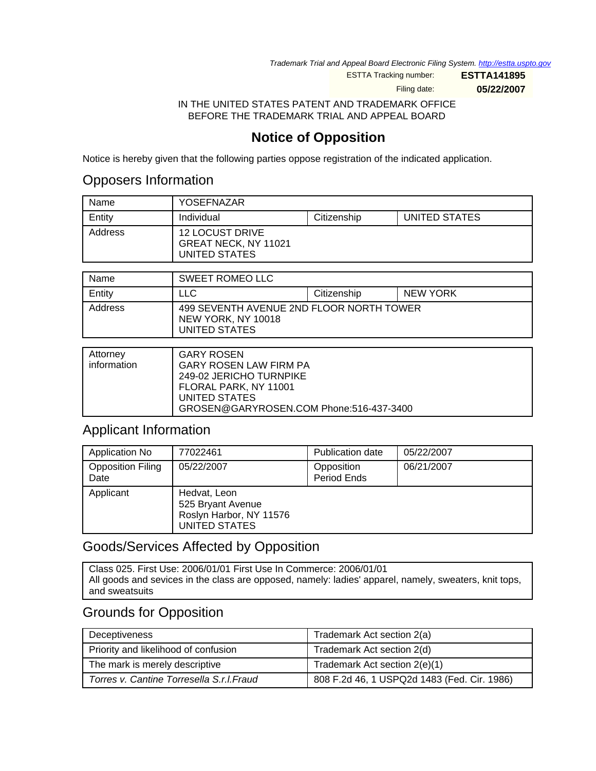*Trademark Trial and Appeal Board Electronic Filing System. http://estta.uspto.gov*

ESTTA Tracking number: **ESTTA141895**

Filing date: **05/22/2007**

IN THE UNITED STATES PATENT AND TRADEMARK OFFICE
BEFORE THE TRADEMARK TRIAL AND APPEAL BOARD

# Notice of Opposition

Notice is hereby given that the following parties oppose registration of the indicated application.

## Opposers Information

| Name | YOSEFNAZAR | | |
|---|---|---|---|
| Entity | Individual | Citizenship | UNITED STATES |
| Address | 12 LOCUST DRIVE<br>GREAT NECK, NY 11021<br>UNITED STATES | | |

| Name | SWEET ROMEO LLC | | |
|---|---|---|---|
| Entity | LLC | Citizenship | NEW YORK |
| Address | 499 SEVENTH AVENUE 2ND FLOOR NORTH TOWER<br>NEW YORK, NY 10018<br>UNITED STATES | | |

| Attorney information | GARY ROSEN<br>GARY ROSEN LAW FIRM PA<br>249-02 JERICHO TURNPIKE<br>FLORAL PARK, NY 11001<br>UNITED STATES<br>GROSEN@GARYROSEN.COM Phone:516-437-3400 |
|---|---|

## Applicant Information

| Application No | 77022461 | Publication date | 05/22/2007 |
|---|---|---|---|
| Opposition Filing Date | 05/22/2007 | Opposition Period Ends | 06/21/2007 |
| Applicant | Hedvat, Leon<br>525 Bryant Avenue<br>Roslyn Harbor, NY 11576<br>UNITED STATES | | |

## Goods/Services Affected by Opposition

Class 025. First Use: 2006/01/01 First Use In Commerce: 2006/01/01
All goods and sevices in the class are opposed, namely: ladies' apparel, namely, sweaters, knit tops, and sweatsuits

## Grounds for Opposition

| Deceptiveness | Trademark Act section 2(a) |
|---|---|
| Priority and likelihood of confusion | Trademark Act section 2(d) |
| The mark is merely descriptive | Trademark Act section 2(e)(1) |
| *Torres v. Cantine Torresella S.r.l.Fraud* | 808 F.2d 46, 1 USPQ2d 1483 (Fed. Cir. 1986) |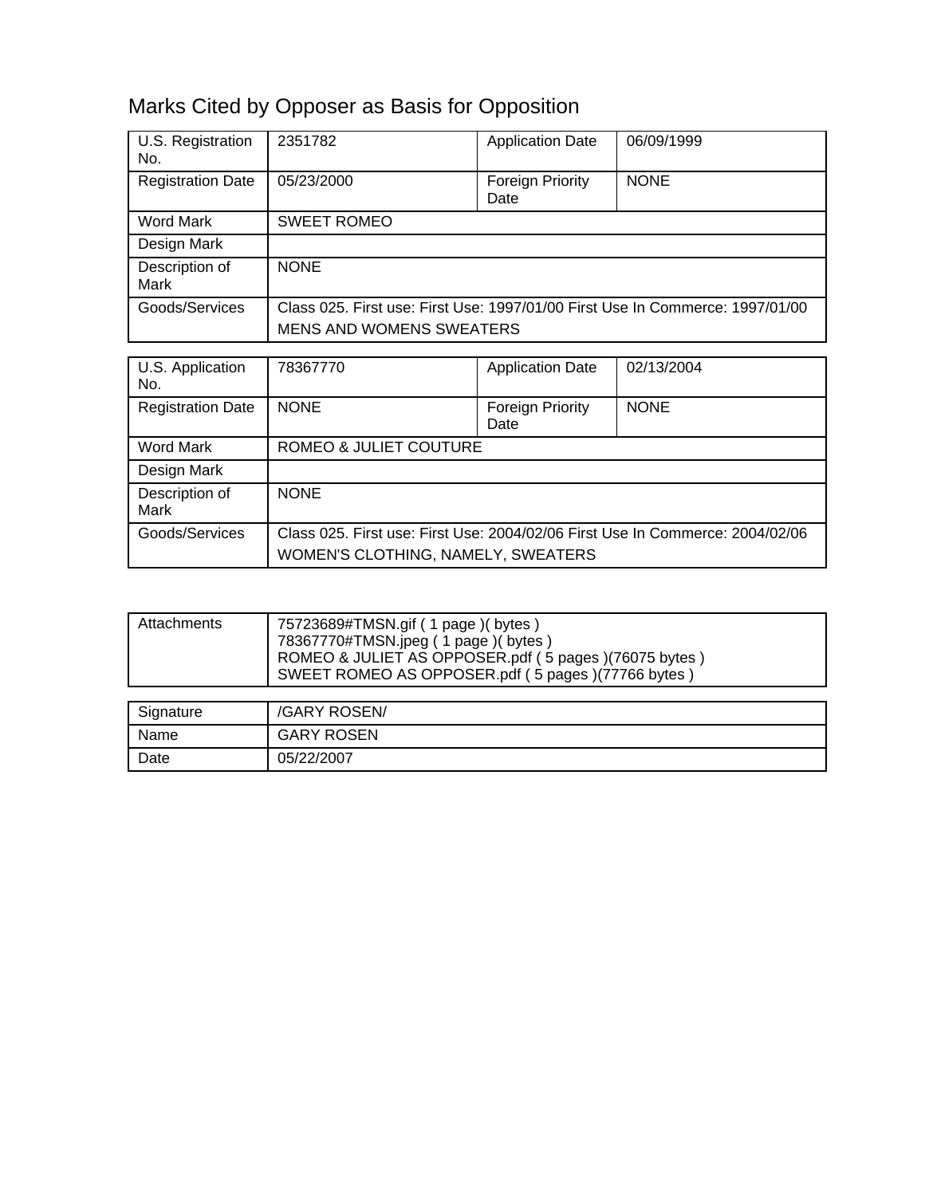# Marks Cited by Opposer as Basis for Opposition

| U.S. Registration No. | 2351782 | Application Date | 06/09/1999 |
|---|---|---|---|
| Registration Date | 05/23/2000 | Foreign Priority Date | NONE |
| Word Mark | SWEET ROMEO | | |
| Design Mark | | | |
| Description of Mark | NONE | | |
| Goods/Services | Class 025. First use: First Use: 1997/01/00 First Use In Commerce: 1997/01/00<br>MENS AND WOMENS SWEATERS | | |

| U.S. Application No. | 78367770 | Application Date | 02/13/2004 |
|---|---|---|---|
| Registration Date | NONE | Foreign Priority Date | NONE |
| Word Mark | ROMEO & JULIET COUTURE | | |
| Design Mark | | | |
| Description of Mark | NONE | | |
| Goods/Services | Class 025. First use: First Use: 2004/02/06 First Use In Commerce: 2004/02/06<br>WOMEN'S CLOTHING, NAMELY, SWEATERS | | |

| Attachments | 75723689#TMSN.gif ( 1 page )( bytes )<br>78367770#TMSN.jpeg ( 1 page )( bytes )<br>ROMEO & JULIET AS OPPOSER.pdf ( 5 pages )(76075 bytes )<br>SWEET ROMEO AS OPPOSER.pdf ( 5 pages )(77766 bytes ) |
|---|---|

| Signature | /GARY ROSEN/ |
|---|---|
| Name | GARY ROSEN |
| Date | 05/22/2007 |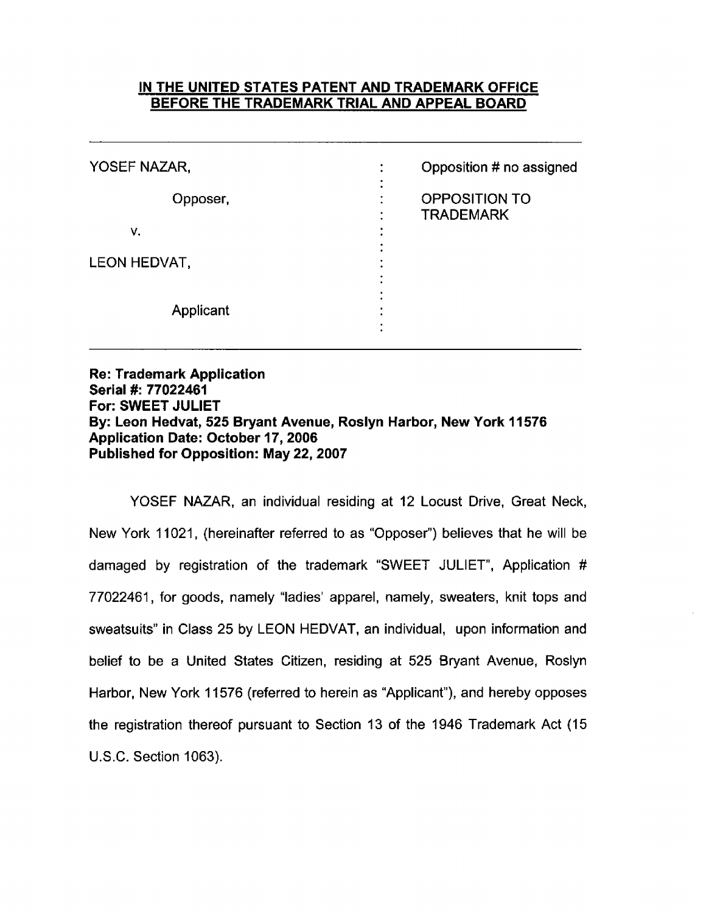**<u>IN THE UNITED STATES PATENT AND TRADEMARK OFFICE</u>**
**<u>BEFORE THE TRADEMARK TRIAL AND APPEAL BOARD</u>**

---

| | | |
|---|---|---|
| YOSEF NAZAR, | : | Opposition # no assigned |
| Opposer, | : | OPPOSITION TO TRADEMARK |
| v. | : | |
| LEON HEDVAT, | : | |
| Applicant | : | |

---

**Re: Trademark Application**
**Serial #: 77022461**
**For: SWEET JULIET**
**By: Leon Hedvat, 525 Bryant Avenue, Roslyn Harbor, New York 11576**
**Application Date: October 17, 2006**
**Published for Opposition: May 22, 2007**

YOSEF NAZAR, an individual residing at 12 Locust Drive, Great Neck, New York 11021, (hereinafter referred to as "Opposer") believes that he will be damaged by registration of the trademark "SWEET JULIET", Application # 77022461, for goods, namely "ladies' apparel, namely, sweaters, knit tops and sweatsuits" in Class 25 by LEON HEDVAT, an individual, upon information and belief to be a United States Citizen, residing at 525 Bryant Avenue, Roslyn Harbor, New York 11576 (referred to herein as "Applicant"), and hereby opposes the registration thereof pursuant to Section 13 of the 1946 Trademark Act (15 U.S.C. Section 1063).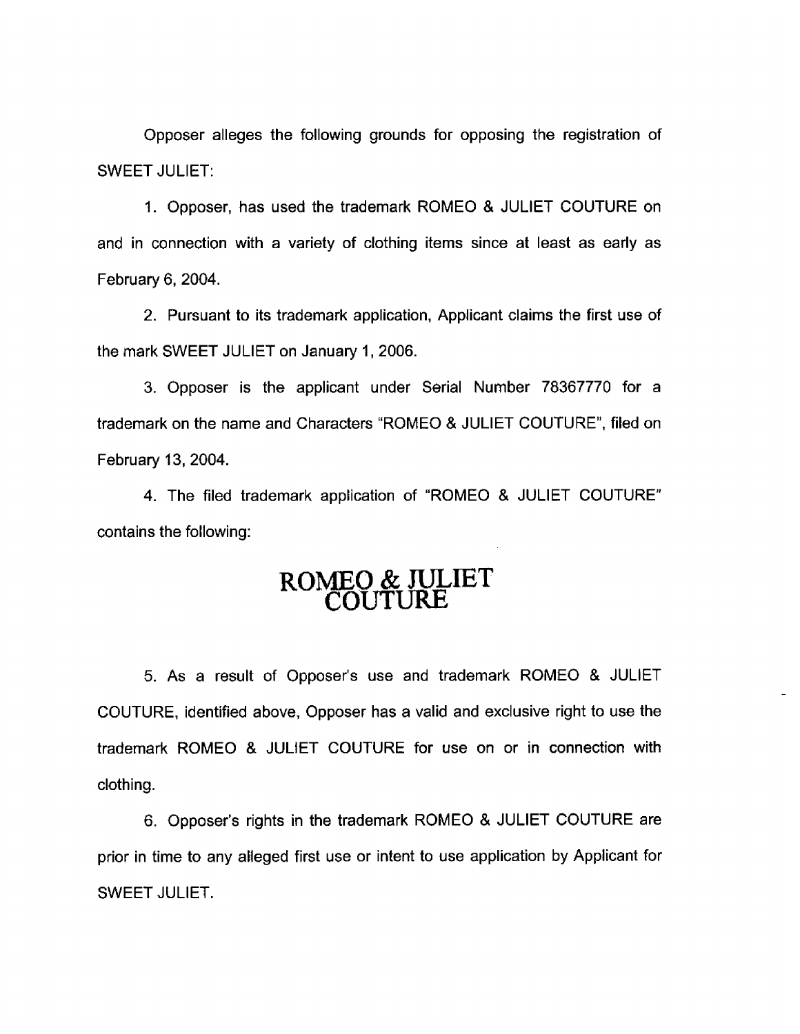Opposer alleges the following grounds for opposing the registration of SWEET JULIET:

1. Opposer, has used the trademark ROMEO & JULIET COUTURE on and in connection with a variety of clothing items since at least as early as February 6, 2004.

2. Pursuant to its trademark application, Applicant claims the first use of the mark SWEET JULIET on January 1, 2006.

3. Opposer is the applicant under Serial Number 78367770 for a trademark on the name and Characters "ROMEO & JULIET COUTURE", filed on February 13, 2004.

4. The filed trademark application of "ROMEO & JULIET COUTURE" contains the following:

ROMEO & JULIET
COUTURE

5. As a result of Opposer's use and trademark ROMEO & JULIET COUTURE, identified above, Opposer has a valid and exclusive right to use the trademark ROMEO & JULIET COUTURE for use on or in connection with clothing.

6. Opposer's rights in the trademark ROMEO & JULIET COUTURE are prior in time to any alleged first use or intent to use application by Applicant for SWEET JULIET.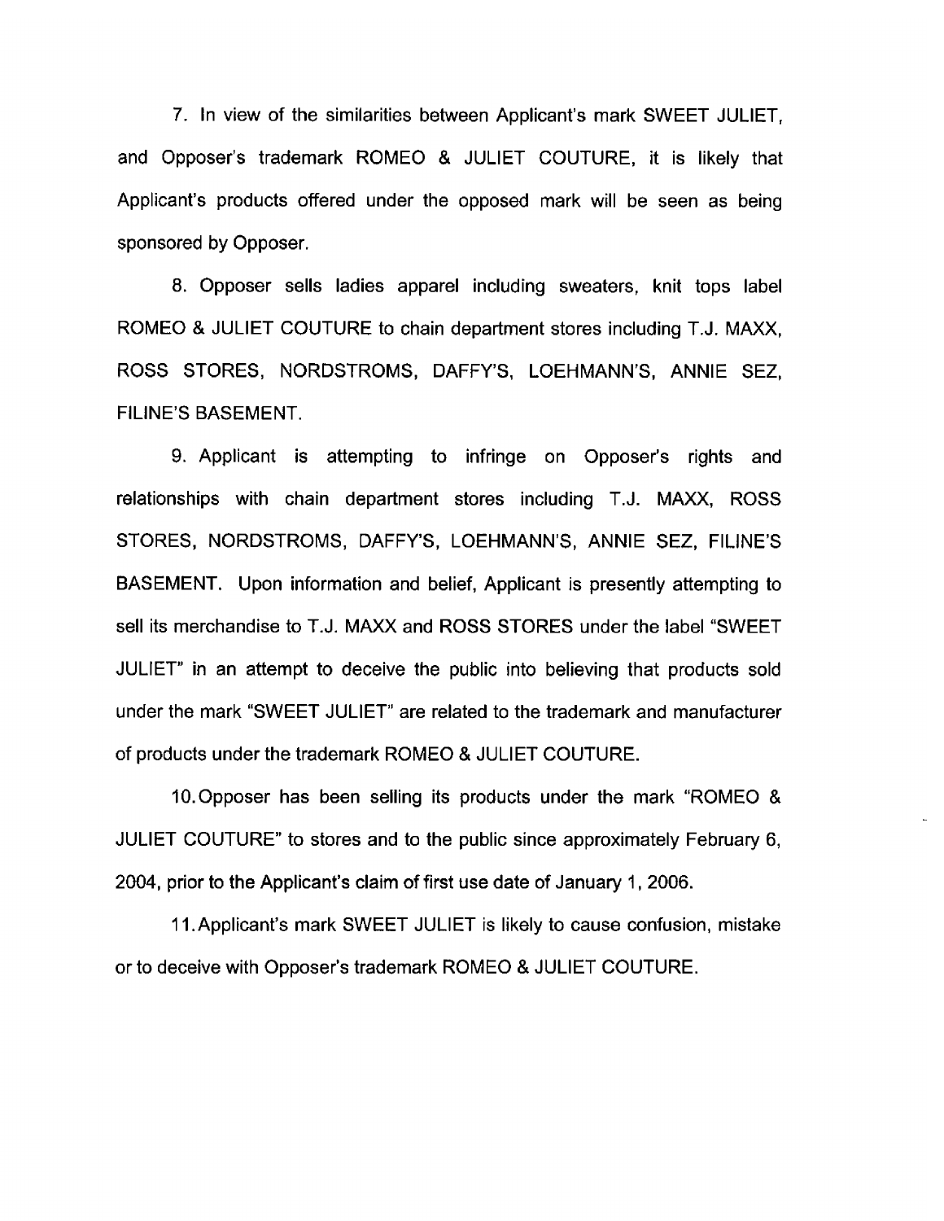7. In view of the similarities between Applicant's mark SWEET JULIET, and Opposer's trademark ROMEO & JULIET COUTURE, it is likely that Applicant's products offered under the opposed mark will be seen as being sponsored by Opposer.

8. Opposer sells ladies apparel including sweaters, knit tops label ROMEO & JULIET COUTURE to chain department stores including T.J. MAXX, ROSS STORES, NORDSTROMS, DAFFY'S, LOEHMANN'S, ANNIE SEZ, FILINE'S BASEMENT.

9. Applicant is attempting to infringe on Opposer's rights and relationships with chain department stores including T.J. MAXX, ROSS STORES, NORDSTROMS, DAFFY'S, LOEHMANN'S, ANNIE SEZ, FILINE'S BASEMENT. Upon information and belief, Applicant is presently attempting to sell its merchandise to T.J. MAXX and ROSS STORES under the label "SWEET JULIET" in an attempt to deceive the public into believing that products sold under the mark "SWEET JULIET" are related to the trademark and manufacturer of products under the trademark ROMEO & JULIET COUTURE.

10. Opposer has been selling its products under the mark "ROMEO & JULIET COUTURE" to stores and to the public since approximately February 6, 2004, prior to the Applicant's claim of first use date of January 1, 2006.

11. Applicant's mark SWEET JULIET is likely to cause confusion, mistake or to deceive with Opposer's trademark ROMEO & JULIET COUTURE.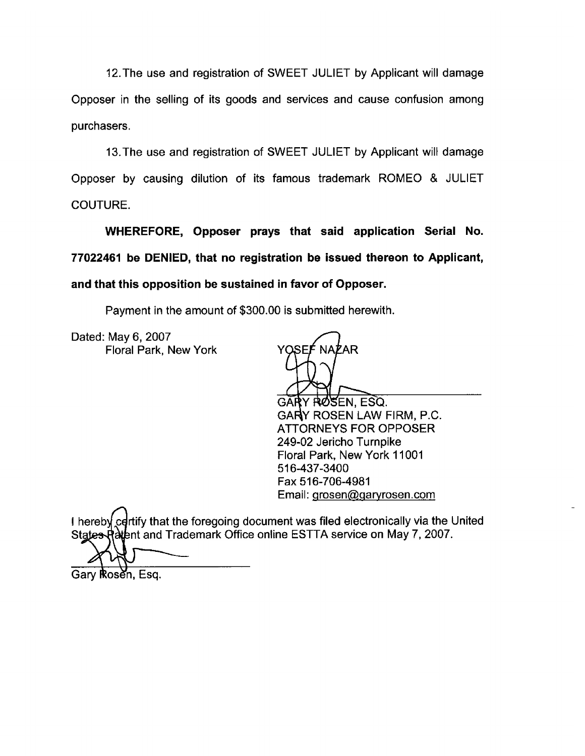12. The use and registration of SWEET JULIET by Applicant will damage Opposer in the selling of its goods and services and cause confusion among purchasers.

13. The use and registration of SWEET JULIET by Applicant will damage Opposer by causing dilution of its famous trademark ROMEO & JULIET COUTURE.

**WHEREFORE, Opposer prays that said application Serial No. 77022461 be DENIED, that no registration be issued thereon to Applicant, and that this opposition be sustained in favor of Opposer.**

Payment in the amount of $300.00 is submitted herewith.

Dated: May 6, 2007
Floral Park, New York

YOSEF NAZAR

GARY ROSEN, ESQ.
GARY ROSEN LAW FIRM, P.C.
ATTORNEYS FOR OPPOSER
249-02 Jericho Turnpike
Floral Park, New York 11001
516-437-3400
Fax 516-706-4981
Email: grosen@garyrosen.com

I hereby certify that the foregoing document was filed electronically via the United States Patent and Trademark Office online ESTTA service on May 7, 2007.

Gary Rosen, Esq.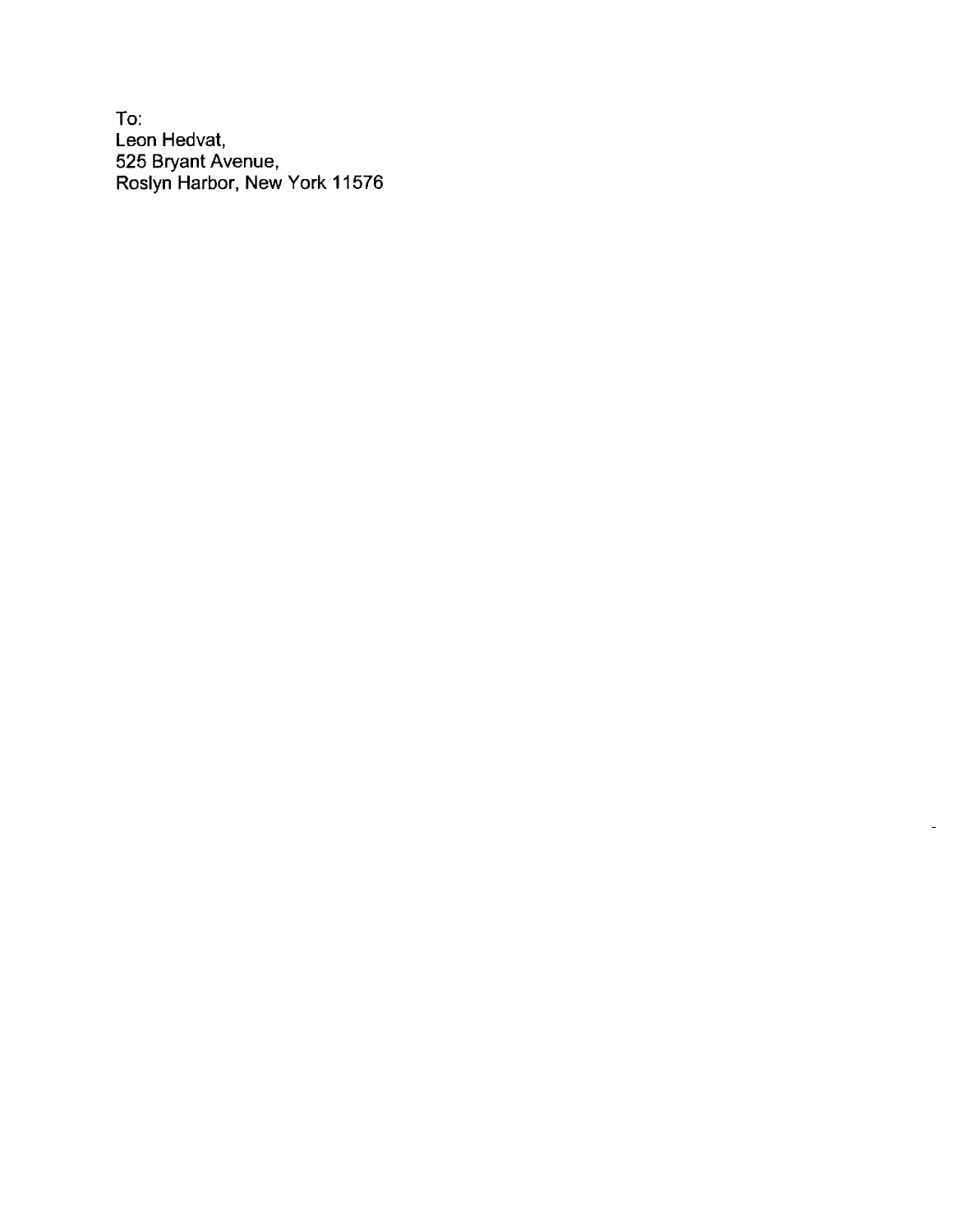To:
Leon Hedvat,
525 Bryant Avenue,
Roslyn Harbor, New York 11576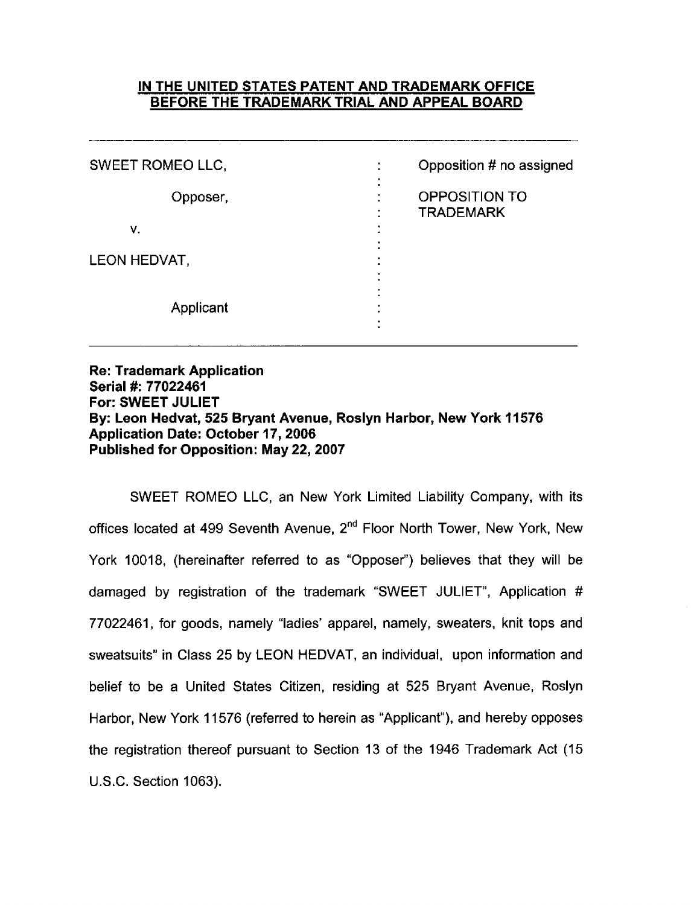**IN THE UNITED STATES PATENT AND TRADEMARK OFFICE**
**BEFORE THE TRADEMARK TRIAL AND APPEAL BOARD**

| | | |
|---|---|---|
| SWEET ROMEO LLC, | : | Opposition # no assigned |
| Opposer, | : | OPPOSITION TO TRADEMARK |
| v. | : | |
| LEON HEDVAT, | : | |
| Applicant | : | |

**Re: Trademark Application**
**Serial #: 77022461**
**For: SWEET JULIET**
**By: Leon Hedvat, 525 Bryant Avenue, Roslyn Harbor, New York 11576**
**Application Date: October 17, 2006**
**Published for Opposition: May 22, 2007**

SWEET ROMEO LLC, an New York Limited Liability Company, with its offices located at 499 Seventh Avenue, 2nd Floor North Tower, New York, New York 10018, (hereinafter referred to as "Opposer") believes that they will be damaged by registration of the trademark "SWEET JULIET", Application # 77022461, for goods, namely "ladies' apparel, namely, sweaters, knit tops and sweatsuits" in Class 25 by LEON HEDVAT, an individual, upon information and belief to be a United States Citizen, residing at 525 Bryant Avenue, Roslyn Harbor, New York 11576 (referred to herein as "Applicant"), and hereby opposes the registration thereof pursuant to Section 13 of the 1946 Trademark Act (15 U.S.C. Section 1063).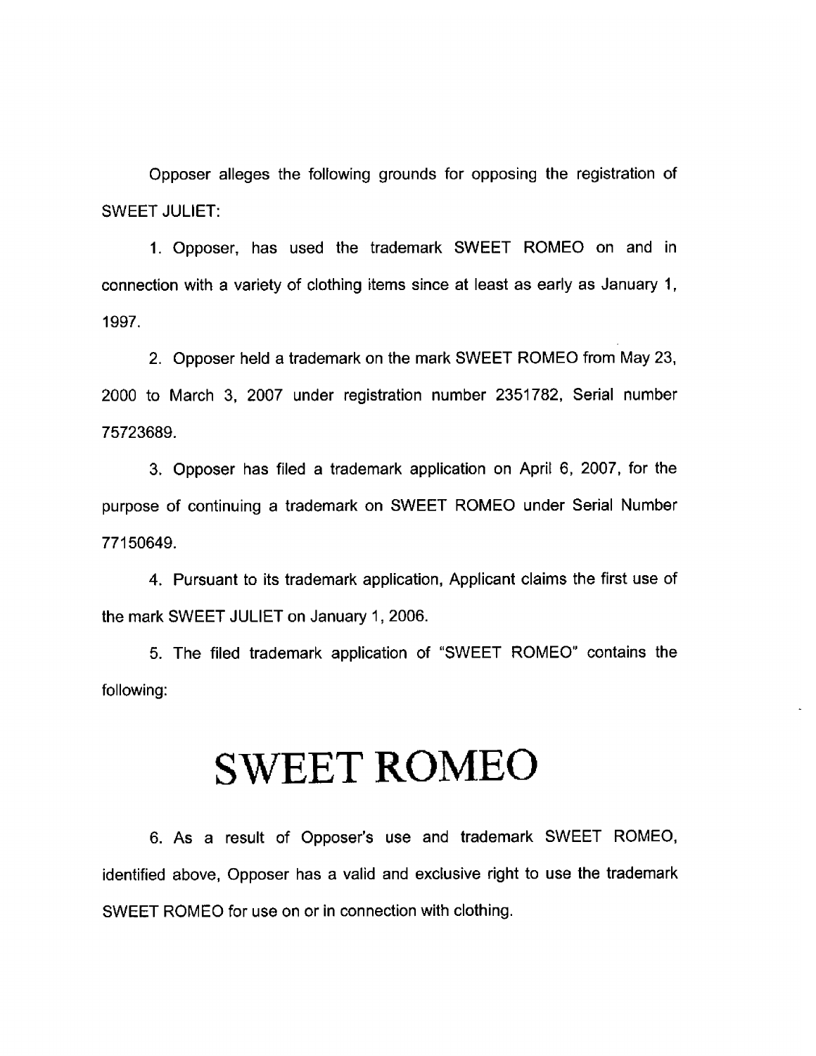Opposer alleges the following grounds for opposing the registration of SWEET JULIET:

1. Opposer, has used the trademark SWEET ROMEO on and in connection with a variety of clothing items since at least as early as January 1, 1997.

2. Opposer held a trademark on the mark SWEET ROMEO from May 23, 2000 to March 3, 2007 under registration number 2351782, Serial number 75723689.

3. Opposer has filed a trademark application on April 6, 2007, for the purpose of continuing a trademark on SWEET ROMEO under Serial Number 77150649.

4. Pursuant to its trademark application, Applicant claims the first use of the mark SWEET JULIET on January 1, 2006.

5. The filed trademark application of "SWEET ROMEO" contains the following:

# SWEET ROMEO

6. As a result of Opposer's use and trademark SWEET ROMEO, identified above, Opposer has a valid and exclusive right to use the trademark SWEET ROMEO for use on or in connection with clothing.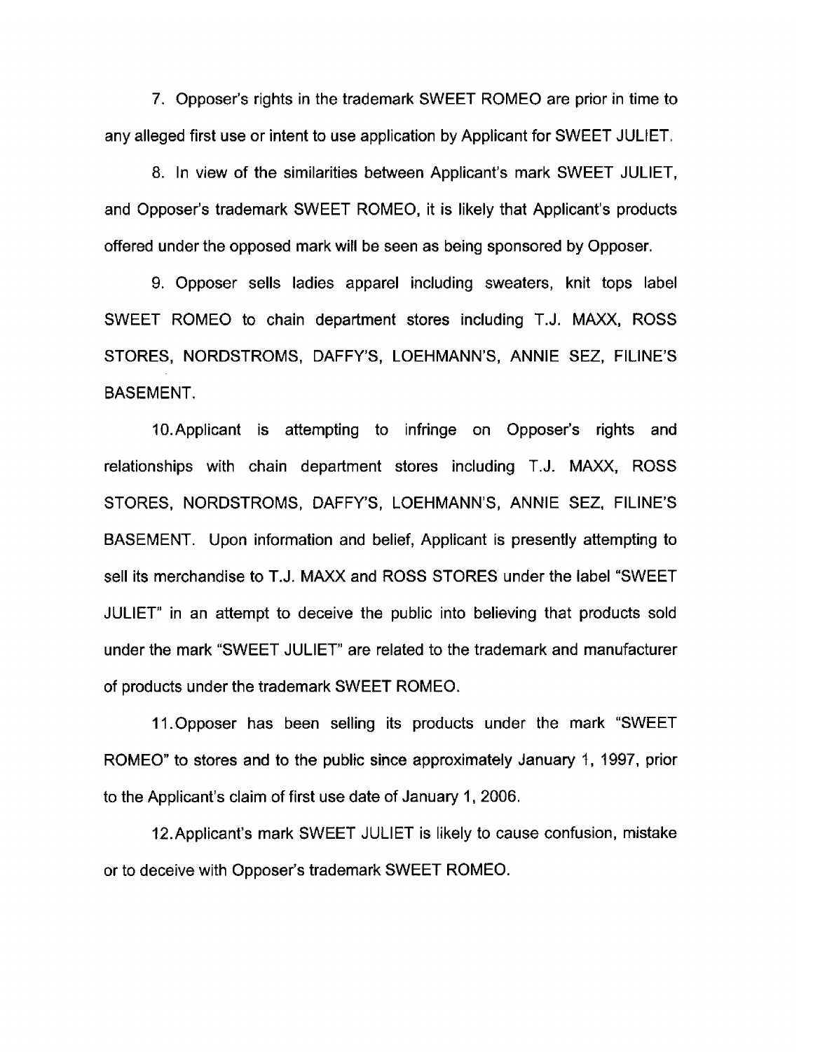7. Opposer's rights in the trademark SWEET ROMEO are prior in time to any alleged first use or intent to use application by Applicant for SWEET JULIET.

8. In view of the similarities between Applicant's mark SWEET JULIET, and Opposer's trademark SWEET ROMEO, it is likely that Applicant's products offered under the opposed mark will be seen as being sponsored by Opposer.

9. Opposer sells ladies apparel including sweaters, knit tops label SWEET ROMEO to chain department stores including T.J. MAXX, ROSS STORES, NORDSTROMS, DAFFY'S, LOEHMANN'S, ANNIE SEZ, FILINE'S BASEMENT.

10. Applicant is attempting to infringe on Opposer's rights and relationships with chain department stores including T.J. MAXX, ROSS STORES, NORDSTROMS, DAFFY'S, LOEHMANN'S, ANNIE SEZ, FILINE'S BASEMENT. Upon information and belief, Applicant is presently attempting to sell its merchandise to T.J. MAXX and ROSS STORES under the label "SWEET JULIET" in an attempt to deceive the public into believing that products sold under the mark "SWEET JULIET" are related to the trademark and manufacturer of products under the trademark SWEET ROMEO.

11. Opposer has been selling its products under the mark "SWEET ROMEO" to stores and to the public since approximately January 1, 1997, prior to the Applicant's claim of first use date of January 1, 2006.

12. Applicant's mark SWEET JULIET is likely to cause confusion, mistake or to deceive with Opposer's trademark SWEET ROMEO.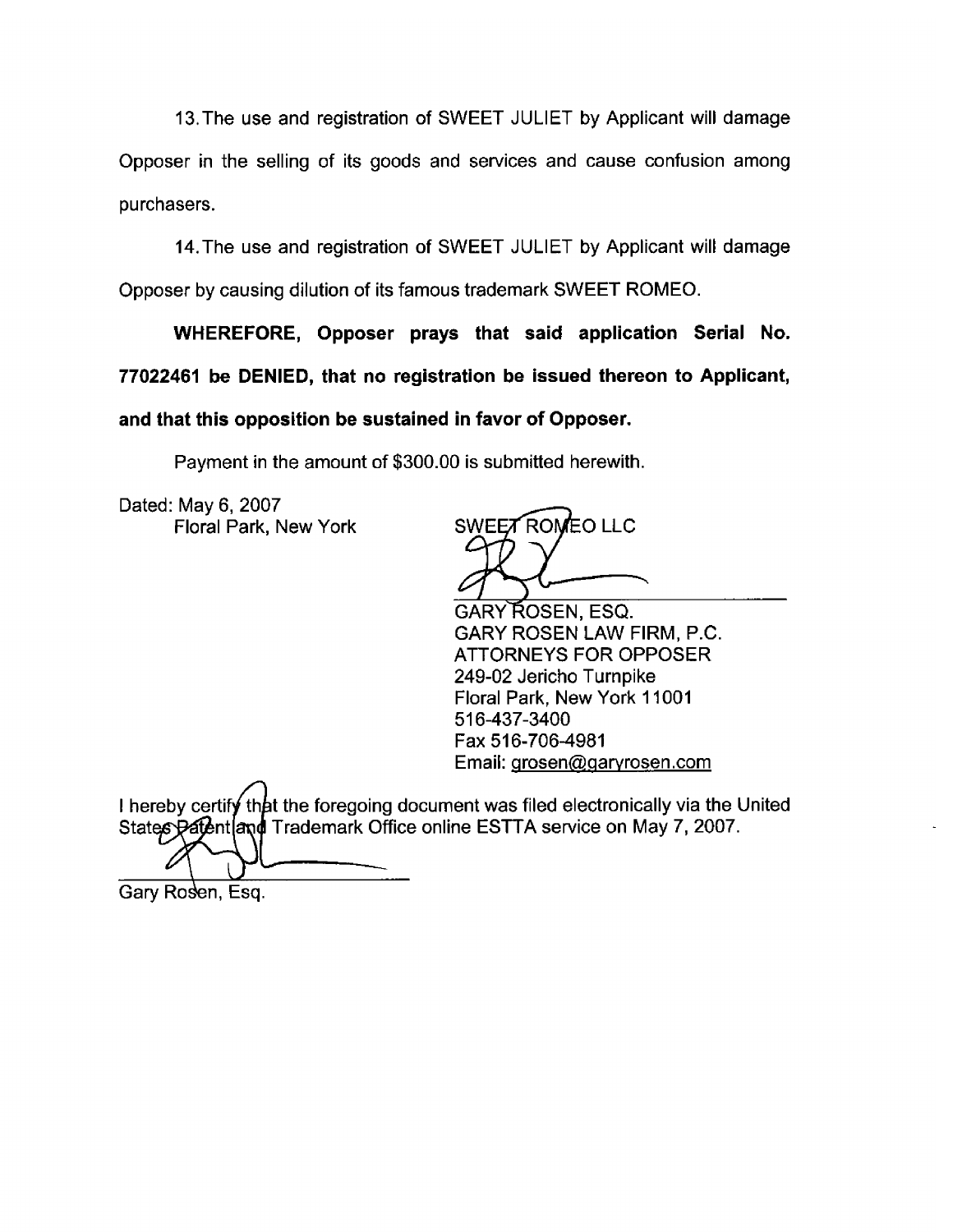13. The use and registration of SWEET JULIET by Applicant will damage Opposer in the selling of its goods and services and cause confusion among purchasers.

14. The use and registration of SWEET JULIET by Applicant will damage Opposer by causing dilution of its famous trademark SWEET ROMEO.

**WHEREFORE, Opposer prays that said application Serial No. 77022461 be DENIED, that no registration be issued thereon to Applicant, and that this opposition be sustained in favor of Opposer.**

Payment in the amount of $300.00 is submitted herewith.

Dated: May 6, 2007
Floral Park, New York

SWEET ROMEO LLC

GARY ROSEN, ESQ.
GARY ROSEN LAW FIRM, P.C.
ATTORNEYS FOR OPPOSER
249-02 Jericho Turnpike
Floral Park, New York 11001
516-437-3400
Fax 516-706-4981
Email: grosen@garyrosen.com

I hereby certify that the foregoing document was filed electronically via the United States Patent and Trademark Office online ESTTA service on May 7, 2007.

Gary Rosen, Esq.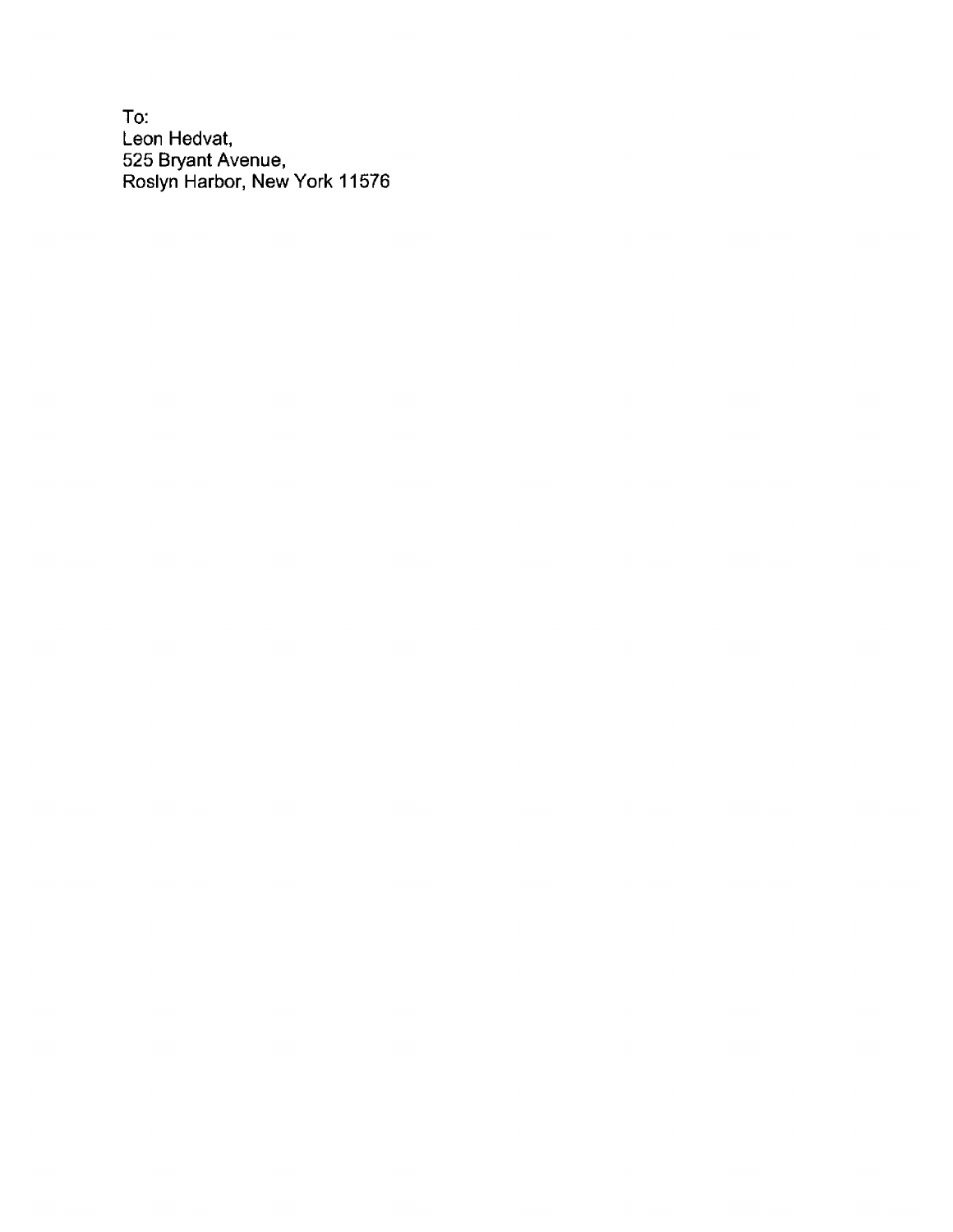To:
Leon Hedvat,
525 Bryant Avenue,
Roslyn Harbor, New York 11576